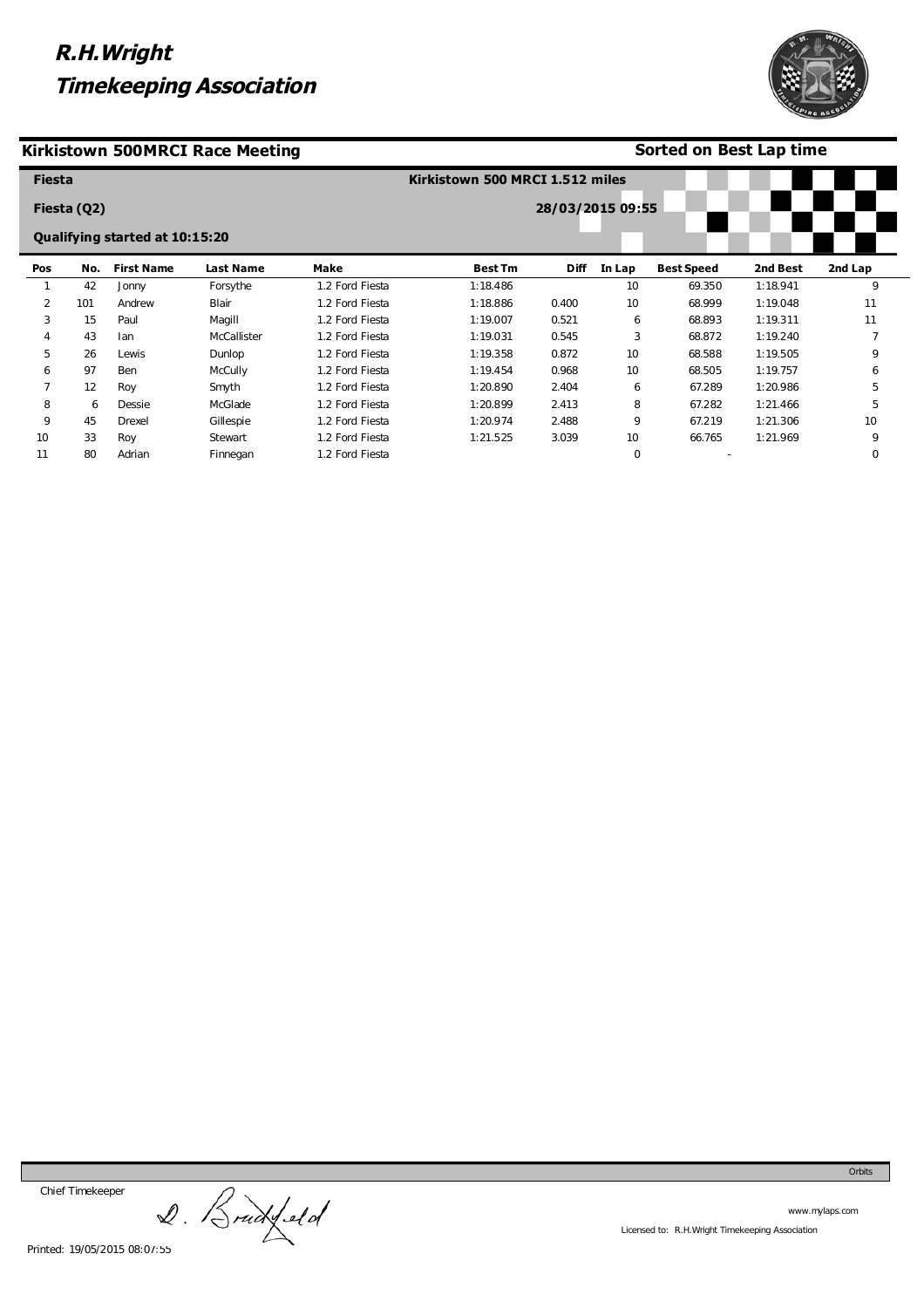# R.H.Wright Timekeeping Association

## Kirkistown 500MRCI Race Meeting

**Sorted on Best Lap time**

**Fiesta**

**Kirkistown 500 MRCI 1.512 miles**

**Fiesta (Q2)**

**28/03/2015 09:55**

**Qualifying started at 10:15:20**

| Pos | No. | First Name | Last Name | Make | Best Tm | Diff | In Lap | Best Speed | 2nd Best | 2nd Lap |
|---|---|---|---|---|---|---|---|---|---|---|
| 1 | 42 | Jonny | Forsythe | 1.2 Ford Fiesta | 1:18.486 | | 10 | 69.350 | 1:18.941 | 9 |
| 2 | 101 | Andrew | Blair | 1.2 Ford Fiesta | 1:18.886 | 0.400 | 10 | 68.999 | 1:19.048 | 11 |
| 3 | 15 | Paul | Magill | 1.2 Ford Fiesta | 1:19.007 | 0.521 | 6 | 68.893 | 1:19.311 | 11 |
| 4 | 43 | Ian | McCallister | 1.2 Ford Fiesta | 1:19.031 | 0.545 | 3 | 68.872 | 1:19.240 | 7 |
| 5 | 26 | Lewis | Dunlop | 1.2 Ford Fiesta | 1:19.358 | 0.872 | 10 | 68.588 | 1:19.505 | 9 |
| 6 | 97 | Ben | McCully | 1.2 Ford Fiesta | 1:19.454 | 0.968 | 10 | 68.505 | 1:19.757 | 6 |
| 7 | 12 | Roy | Smyth | 1.2 Ford Fiesta | 1:20.890 | 2.404 | 6 | 67.289 | 1:20.986 | 5 |
| 8 | 6 | Dessie | McGlade | 1.2 Ford Fiesta | 1:20.899 | 2.413 | 8 | 67.282 | 1:21.466 | 5 |
| 9 | 45 | Drexel | Gillespie | 1.2 Ford Fiesta | 1:20.974 | 2.488 | 9 | 67.219 | 1:21.306 | 10 |
| 10 | 33 | Roy | Stewart | 1.2 Ford Fiesta | 1:21.525 | 3.039 | 10 | 66.765 | 1:21.969 | 9 |
| 11 | 80 | Adrian | Finnegan | 1.2 Ford Fiesta | | | 0 | - | | 0 |

Orbits

Chief Timekeeper D. Brickfield

www.mylaps.com

Licensed to: R.H.Wright Timekeeping Association

Printed: 19/05/2015 08:07:55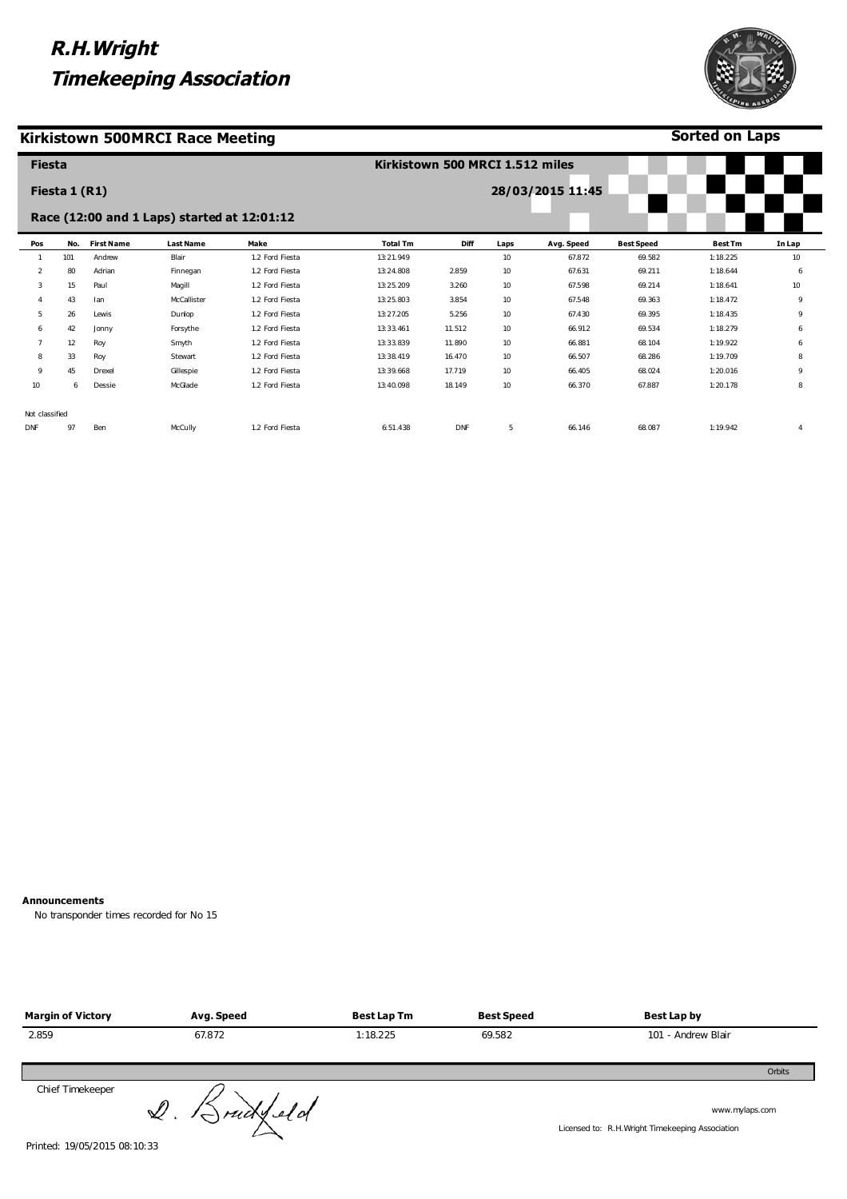# R.H.Wright Timekeeping Association

## Kirkistown 500MRCI Race Meeting

**Sorted on Laps**

**Fiesta** — **Kirkistown 500 MRCI 1.512 miles**

**Fiesta 1 (R1)** — **28/03/2015 11:45**

**Race (12:00 and 1 Laps) started at 12:01:12**

| Pos | No. | First Name | Last Name | Make | Total Tm | Diff | Laps | Avg. Speed | Best Speed | Best Tm | In Lap |
|---|---|---|---|---|---|---|---|---|---|---|---|
| 1 | 101 | Andrew | Blair | 1.2 Ford Fiesta | 13:21.949 | | 10 | 67.872 | 69.582 | 1:18.225 | 10 |
| 2 | 80 | Adrian | Finnegan | 1.2 Ford Fiesta | 13:24.808 | 2.859 | 10 | 67.631 | 69.211 | 1:18.644 | 6 |
| 3 | 15 | Paul | Magill | 1.2 Ford Fiesta | 13:25.209 | 3.260 | 10 | 67.598 | 69.214 | 1:18.641 | 10 |
| 4 | 43 | Ian | McCallister | 1.2 Ford Fiesta | 13:25.803 | 3.854 | 10 | 67.548 | 69.363 | 1:18.472 | 9 |
| 5 | 26 | Lewis | Dunlop | 1.2 Ford Fiesta | 13:27.205 | 5.256 | 10 | 67.430 | 69.395 | 1:18.435 | 9 |
| 6 | 42 | Jonny | Forsythe | 1.2 Ford Fiesta | 13:33.461 | 11.512 | 10 | 66.912 | 69.534 | 1:18.279 | 6 |
| 7 | 12 | Roy | Smyth | 1.2 Ford Fiesta | 13:33.839 | 11.890 | 10 | 66.881 | 68.104 | 1:19.922 | 6 |
| 8 | 33 | Roy | Stewart | 1.2 Ford Fiesta | 13:38.419 | 16.470 | 10 | 66.507 | 68.286 | 1:19.709 | 8 |
| 9 | 45 | Drexel | Gillespie | 1.2 Ford Fiesta | 13:39.668 | 17.719 | 10 | 66.405 | 68.024 | 1:20.016 | 9 |
| 10 | 6 | Dessie | McGlade | 1.2 Ford Fiesta | 13:40.098 | 18.149 | 10 | 66.370 | 67.887 | 1:20.178 | 8 |
| Not classified | | | | | | | | | | | |
| DNF | 97 | Ben | McCully | 1.2 Ford Fiesta | 6:51.438 | DNF | 5 | 66.146 | 68.087 | 1:19.942 | 4 |

**Announcements**

No transponder times recorded for No 15

| Margin of Victory | Avg. Speed | Best Lap Tm | Best Speed | Best Lap by |
|---|---|---|---|---|
| 2.859 | 67.872 | 1:18.225 | 69.582 | 101 - Andrew Blair |

Orbits

Chief Timekeeper D. Brickfield

www.mylaps.com

Licensed to: R.H.Wright Timekeeping Association

Printed: 19/05/2015 08:10:33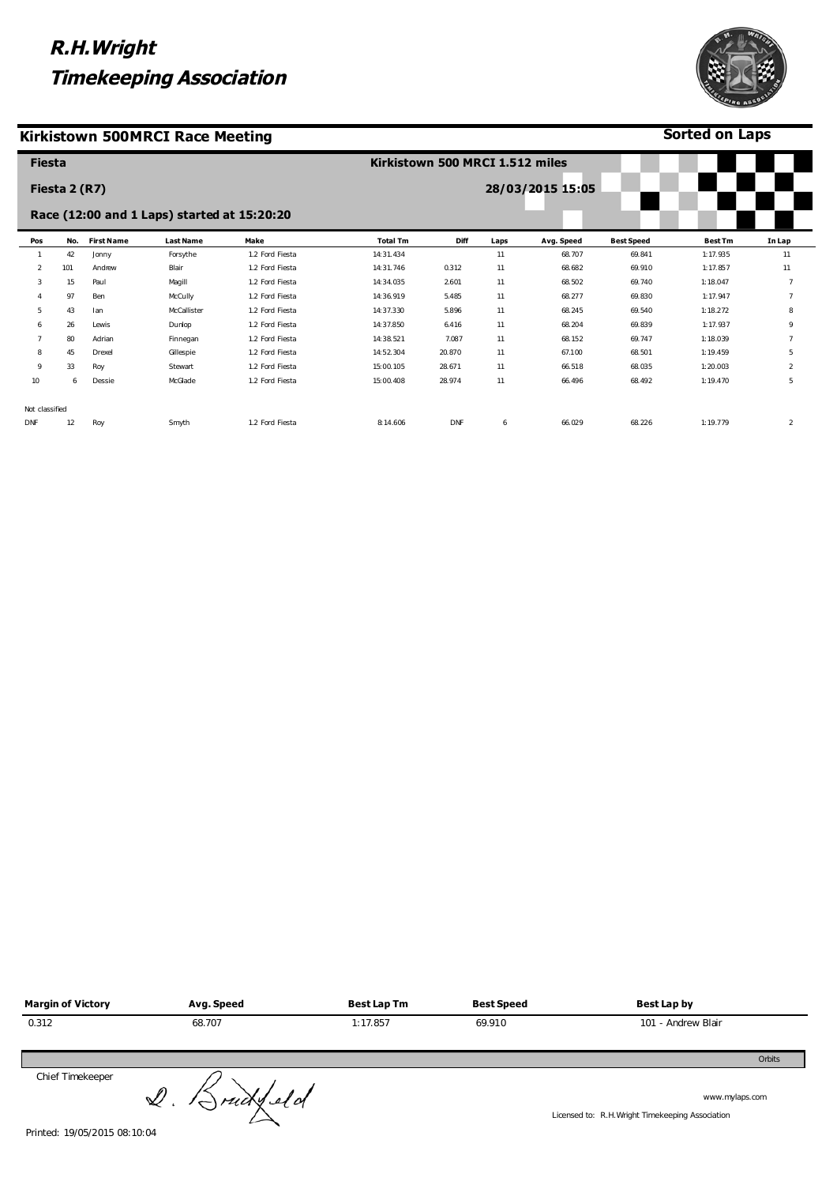# R.H.Wright
# Timekeeping Association

## Kirkistown 500MRCI Race Meeting

**Sorted on Laps**

**Fiesta** — **Kirkistown 500 MRCI 1.512 miles**

**Fiesta 2 (R7)** — **28/03/2015 15:05**

**Race (12:00 and 1 Laps) started at 15:20:20**

| Pos | No. | First Name | Last Name | Make | Total Tm | Diff | Laps | Avg. Speed | Best Speed | Best Tm | In Lap |
|---|---|---|---|---|---|---|---|---|---|---|---|
| 1 | 42 | Jonny | Forsythe | 1.2 Ford Fiesta | 14:31.434 | | 11 | 68.707 | 69.841 | 1:17.935 | 11 |
| 2 | 101 | Andrew | Blair | 1.2 Ford Fiesta | 14:31.746 | 0.312 | 11 | 68.682 | 69.910 | 1:17.857 | 11 |
| 3 | 15 | Paul | Magill | 1.2 Ford Fiesta | 14:34.035 | 2.601 | 11 | 68.502 | 69.740 | 1:18.047 | 7 |
| 4 | 97 | Ben | McCully | 1.2 Ford Fiesta | 14:36.919 | 5.485 | 11 | 68.277 | 69.830 | 1:17.947 | 7 |
| 5 | 43 | Ian | McCallister | 1.2 Ford Fiesta | 14:37.330 | 5.896 | 11 | 68.245 | 69.540 | 1:18.272 | 8 |
| 6 | 26 | Lewis | Dunlop | 1.2 Ford Fiesta | 14:37.850 | 6.416 | 11 | 68.204 | 69.839 | 1:17.937 | 9 |
| 7 | 80 | Adrian | Finnegan | 1.2 Ford Fiesta | 14:38.521 | 7.087 | 11 | 68.152 | 69.747 | 1:18.039 | 7 |
| 8 | 45 | Drexel | Gillespie | 1.2 Ford Fiesta | 14:52.304 | 20.870 | 11 | 67.100 | 68.501 | 1:19.459 | 5 |
| 9 | 33 | Roy | Stewart | 1.2 Ford Fiesta | 15:00.105 | 28.671 | 11 | 66.518 | 68.035 | 1:20.003 | 2 |
| 10 | 6 | Dessie | McGlade | 1.2 Ford Fiesta | 15:00.408 | 28.974 | 11 | 66.496 | 68.492 | 1:19.470 | 5 |
| Not classified | | | | | | | | | | | |
| DNF | 12 | Roy | Smyth | 1.2 Ford Fiesta | 8:14.606 | DNF | 6 | 66.029 | 68.226 | 1:19.779 | 2 |

| Margin of Victory | Avg. Speed | Best Lap Tm | Best Speed | Best Lap by |
|---|---|---|---|---|
| 0.312 | 68.707 | 1:17.857 | 69.910 | 101 - Andrew Blair |

Orbits

Chief Timekeeper

www.mylaps.com

Licensed to: R.H.Wright Timekeeping Association

Printed: 19/05/2015 08:10:04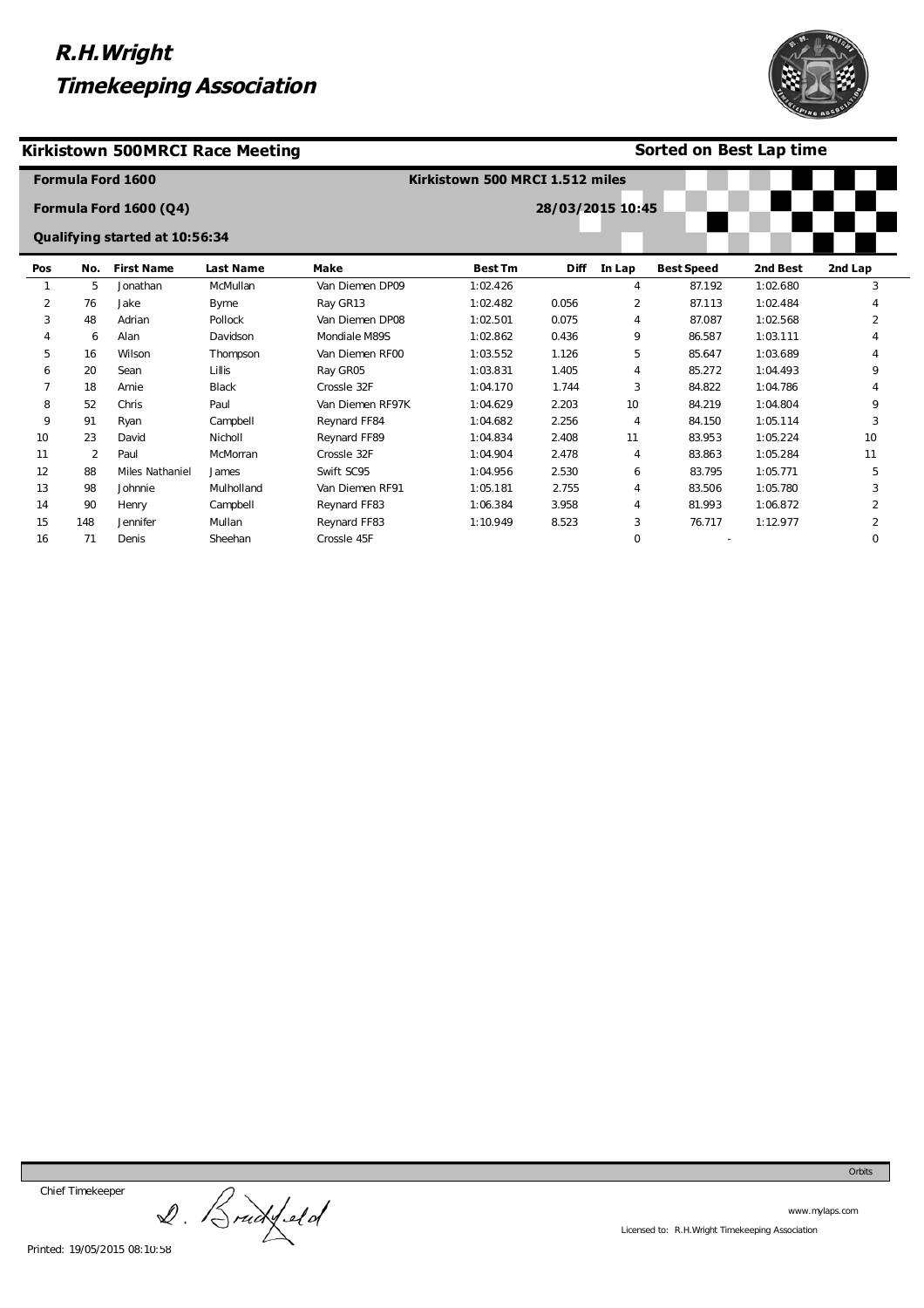# R.H.Wright Timekeeping Association

## Kirkistown 500MRCI Race Meeting

**Sorted on Best Lap time**

**Formula Ford 1600**

**Formula Ford 1600 (Q4)**

**Qualifying started at 10:56:34**

**Kirkistown 500 MRCI 1.512 miles**

**28/03/2015 10:45**

| Pos | No. | First Name | Last Name | Make | Best Tm | Diff | In Lap | Best Speed | 2nd Best | 2nd Lap |
|---|---|---|---|---|---|---|---|---|---|---|
| 1 | 5 | Jonathan | McMullan | Van Diemen DP09 | 1:02.426 | | 4 | 87.192 | 1:02.680 | 3 |
| 2 | 76 | Jake | Byrne | Ray GR13 | 1:02.482 | 0.056 | 2 | 87.113 | 1:02.484 | 4 |
| 3 | 48 | Adrian | Pollock | Van Diemen DP08 | 1:02.501 | 0.075 | 4 | 87.087 | 1:02.568 | 2 |
| 4 | 6 | Alan | Davidson | Mondiale M89S | 1:02.862 | 0.436 | 9 | 86.587 | 1:03.111 | 4 |
| 5 | 16 | Wilson | Thompson | Van Diemen RF00 | 1:03.552 | 1.126 | 5 | 85.647 | 1:03.689 | 4 |
| 6 | 20 | Sean | Lillis | Ray GR05 | 1:03.831 | 1.405 | 4 | 85.272 | 1:04.493 | 9 |
| 7 | 18 | Arnie | Black | Crossle 32F | 1:04.170 | 1.744 | 3 | 84.822 | 1:04.786 | 4 |
| 8 | 52 | Chris | Paul | Van Diemen RF97K | 1:04.629 | 2.203 | 10 | 84.219 | 1:04.804 | 9 |
| 9 | 91 | Ryan | Campbell | Reynard FF84 | 1:04.682 | 2.256 | 4 | 84.150 | 1:05.114 | 3 |
| 10 | 23 | David | Nicholl | Reynard FF89 | 1:04.834 | 2.408 | 11 | 83.953 | 1:05.224 | 10 |
| 11 | 2 | Paul | McMorran | Crossle 32F | 1:04.904 | 2.478 | 4 | 83.863 | 1:05.284 | 11 |
| 12 | 88 | Miles Nathaniel | James | Swift SC95 | 1:04.956 | 2.530 | 6 | 83.795 | 1:05.771 | 5 |
| 13 | 98 | Johnnie | Mulholland | Van Diemen RF91 | 1:05.181 | 2.755 | 4 | 83.506 | 1:05.780 | 3 |
| 14 | 90 | Henry | Campbell | Reynard FF83 | 1:06.384 | 3.958 | 4 | 81.993 | 1:06.872 | 2 |
| 15 | 148 | Jennifer | Mullan | Reynard FF83 | 1:10.949 | 8.523 | 3 | 76.717 | 1:12.977 | 2 |
| 16 | 71 | Denis | Sheehan | Crossle 45F | | | 0 | - | | 0 |

Chief Timekeeper

Printed: 19/05/2015 08:10:58

Orbits

www.mylaps.com

Licensed to: R.H.Wright Timekeeping Association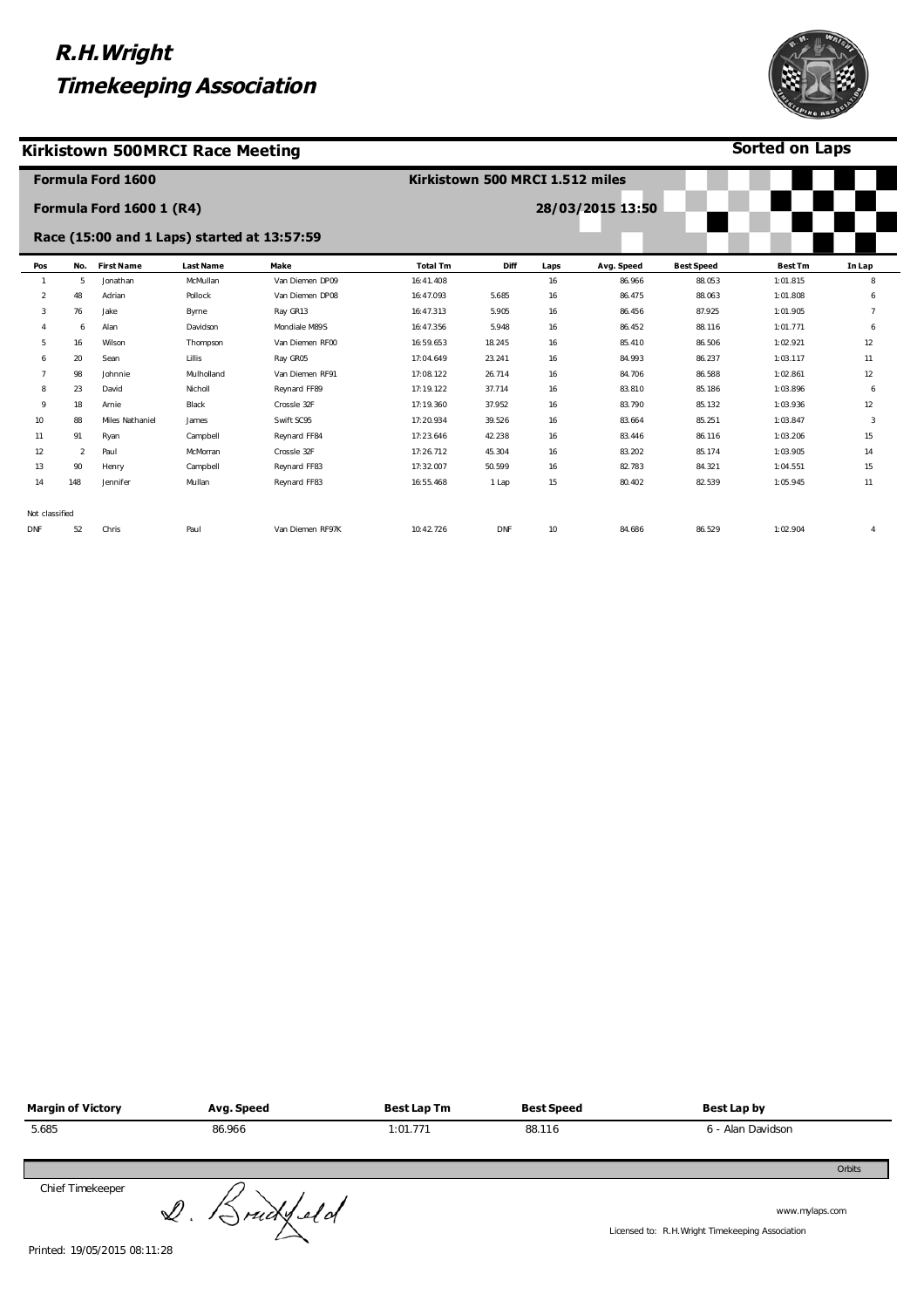# R.H.Wright
# Timekeeping Association

## Kirkistown 500MRCI Race Meeting

**Sorted on Laps**

**Formula Ford 1600** — **Kirkistown 500 MRCI 1.512 miles**

**Formula Ford 1600 1 (R4)** — **28/03/2015 13:50**

**Race (15:00 and 1 Laps) started at 13:57:59**

| Pos | No. | First Name | Last Name | Make | Total Tm | Diff | Laps | Avg. Speed | Best Speed | Best Tm | In Lap |
|---|---|---|---|---|---|---|---|---|---|---|---|
| 1 | 5 | Jonathan | McMullan | Van Diemen DP09 | 16:41.408 | | 16 | 86.966 | 88.053 | 1:01.815 | 8 |
| 2 | 48 | Adrian | Pollock | Van Diemen DP08 | 16:47.093 | 5.685 | 16 | 86.475 | 88.063 | 1:01.808 | 6 |
| 3 | 76 | Jake | Byrne | Ray GR13 | 16:47.313 | 5.905 | 16 | 86.456 | 87.925 | 1:01.905 | 7 |
| 4 | 6 | Alan | Davidson | Mondiale M89S | 16:47.356 | 5.948 | 16 | 86.452 | 88.116 | 1:01.771 | 6 |
| 5 | 16 | Wilson | Thompson | Van Diemen RF00 | 16:59.653 | 18.245 | 16 | 85.410 | 86.506 | 1:02.921 | 12 |
| 6 | 20 | Sean | Lillis | Ray GR05 | 17:04.649 | 23.241 | 16 | 84.993 | 86.237 | 1:03.117 | 11 |
| 7 | 98 | Johnnie | Mulholland | Van Diemen RF91 | 17:08.122 | 26.714 | 16 | 84.706 | 86.588 | 1:02.861 | 12 |
| 8 | 23 | David | Nicholl | Reynard FF89 | 17:19.122 | 37.714 | 16 | 83.810 | 85.186 | 1:03.896 | 6 |
| 9 | 18 | Arnie | Black | Crossle 32F | 17:19.360 | 37.952 | 16 | 83.790 | 85.132 | 1:03.936 | 12 |
| 10 | 88 | Miles Nathaniel | James | Swift SC95 | 17:20.934 | 39.526 | 16 | 83.664 | 85.251 | 1:03.847 | 3 |
| 11 | 91 | Ryan | Campbell | Reynard FF84 | 17:23.646 | 42.238 | 16 | 83.446 | 86.116 | 1:03.206 | 15 |
| 12 | 2 | Paul | McMorran | Crossle 32F | 17:26.712 | 45.304 | 16 | 83.202 | 85.174 | 1:03.905 | 14 |
| 13 | 90 | Henry | Campbell | Reynard FF83 | 17:32.007 | 50.599 | 16 | 82.783 | 84.321 | 1:04.551 | 15 |
| 14 | 148 | Jennifer | Mullan | Reynard FF83 | 16:55.468 | 1 Lap | 15 | 80.402 | 82.539 | 1:05.945 | 11 |
| Not classified | | | | | | | | | | | |
| DNF | 52 | Chris | Paul | Van Diemen RF97K | 10:42.726 | DNF | 10 | 84.686 | 86.529 | 1:02.904 | 4 |

| Margin of Victory | Avg. Speed | Best Lap Tm | Best Speed | Best Lap by |
|---|---|---|---|---|
| 5.685 | 86.966 | 1:01.771 | 88.116 | 6 - Alan Davidson |

Orbits

Chief Timekeeper

D. Bradfield

www.mylaps.com

Licensed to: R.H.Wright Timekeeping Association

Printed: 19/05/2015 08:11:28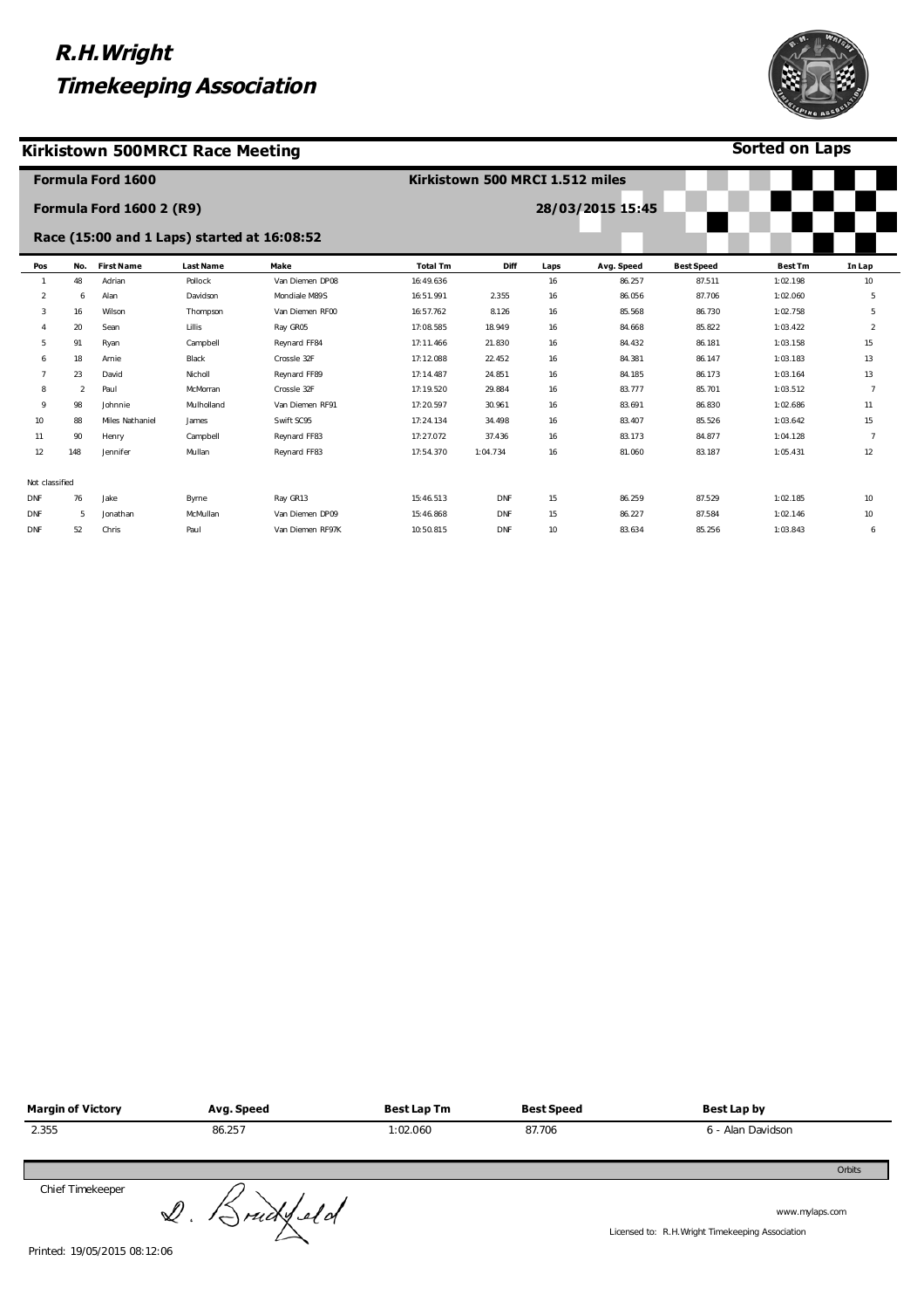# R.H.Wright Timekeeping Association

## Kirkistown 500MRCI Race Meeting

**Sorted on Laps**

**Formula Ford 1600** — **Kirkistown 500 MRCI 1.512 miles**

**Formula Ford 1600 2 (R9)** — **28/03/2015 15:45**

**Race (15:00 and 1 Laps) started at 16:08:52**

| Pos | No. | First Name | Last Name | Make | Total Tm | Diff | Laps | Avg. Speed | Best Speed | Best Tm | In Lap |
|---|---|---|---|---|---|---|---|---|---|---|---|
| 1 | 48 | Adrian | Pollock | Van Diemen DP08 | 16:49.636 | | 16 | 86.257 | 87.511 | 1:02.198 | 10 |
| 2 | 6 | Alan | Davidson | Mondiale M89S | 16:51.991 | 2.355 | 16 | 86.056 | 87.706 | 1:02.060 | 5 |
| 3 | 16 | Wilson | Thompson | Van Diemen RF00 | 16:57.762 | 8.126 | 16 | 85.568 | 86.730 | 1:02.758 | 5 |
| 4 | 20 | Sean | Lillis | Ray GR05 | 17:08.585 | 18.949 | 16 | 84.668 | 85.822 | 1:03.422 | 2 |
| 5 | 91 | Ryan | Campbell | Reynard FF84 | 17:11.466 | 21.830 | 16 | 84.432 | 86.181 | 1:03.158 | 15 |
| 6 | 18 | Arnie | Black | Crossle 32F | 17:12.088 | 22.452 | 16 | 84.381 | 86.147 | 1:03.183 | 13 |
| 7 | 23 | David | Nicholl | Reynard FF89 | 17:14.487 | 24.851 | 16 | 84.185 | 86.173 | 1:03.164 | 13 |
| 8 | 2 | Paul | McMorran | Crossle 32F | 17:19.520 | 29.884 | 16 | 83.777 | 85.701 | 1:03.512 | 7 |
| 9 | 98 | Johnnie | Mulholland | Van Diemen RF91 | 17:20.597 | 30.961 | 16 | 83.691 | 86.830 | 1:02.686 | 11 |
| 10 | 88 | Miles Nathaniel | James | Swift SC95 | 17:24.134 | 34.498 | 16 | 83.407 | 85.526 | 1:03.642 | 15 |
| 11 | 90 | Henry | Campbell | Reynard FF83 | 17:27.072 | 37.436 | 16 | 83.173 | 84.877 | 1:04.128 | 7 |
| 12 | 148 | Jennifer | Mullan | Reynard FF83 | 17:54.370 | 1:04.734 | 16 | 81.060 | 83.187 | 1:05.431 | 12 |
| Not classified | | | | | | | | | | | |
| DNF | 76 | Jake | Byrne | Ray GR13 | 15:46.513 | DNF | 15 | 86.259 | 87.529 | 1:02.185 | 10 |
| DNF | 5 | Jonathan | McMullan | Van Diemen DP09 | 15:46.868 | DNF | 15 | 86.227 | 87.584 | 1:02.146 | 10 |
| DNF | 52 | Chris | Paul | Van Diemen RF97K | 10:50.815 | DNF | 10 | 83.634 | 85.256 | 1:03.843 | 6 |

| Margin of Victory | Avg. Speed | Best Lap Tm | Best Speed | Best Lap by |
|---|---|---|---|---|
| 2.355 | 86.257 | 1:02.060 | 87.706 | 6 - Alan Davidson |

Orbits

Chief Timekeeper

D. Bradfield

www.mylaps.com

Licensed to: R.H.Wright Timekeeping Association

Printed: 19/05/2015 08:12:06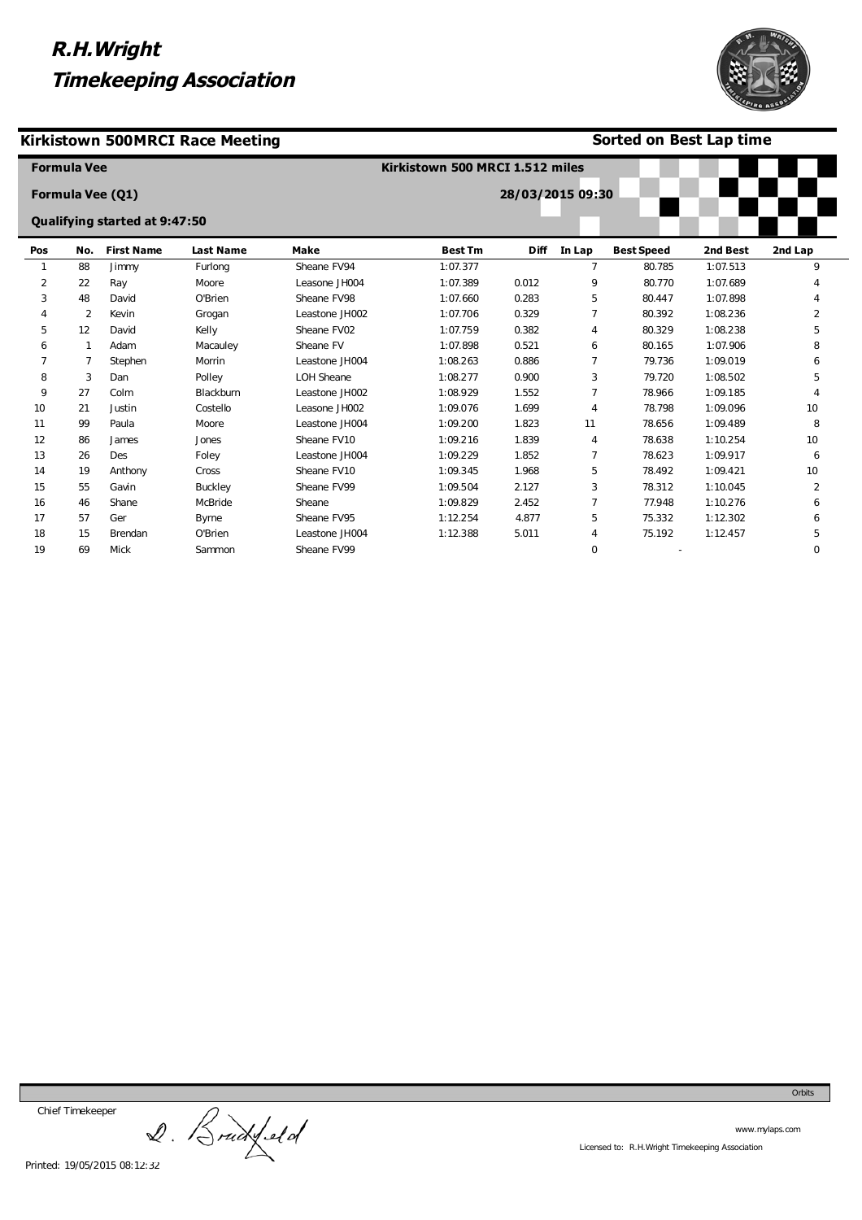# R.H.Wright
# Timekeeping Association

## Kirkistown 500MRCI Race Meeting

**Sorted on Best Lap time**

**Formula Vee**

**Kirkistown 500 MRCI 1.512 miles**

**Formula Vee (Q1)**

**28/03/2015 09:30**

**Qualifying started at 9:47:50**

| Pos | No. | First Name | Last Name | Make | Best Tm | Diff | In Lap | Best Speed | 2nd Best | 2nd Lap |
|---|---|---|---|---|---|---|---|---|---|---|
| 1 | 88 | Jimmy | Furlong | Sheane FV94 | 1:07.377 | | 7 | 80.785 | 1:07.513 | 9 |
| 2 | 22 | Ray | Moore | Leasone JH004 | 1:07.389 | 0.012 | 9 | 80.770 | 1:07.689 | 4 |
| 3 | 48 | David | O'Brien | Sheane FV98 | 1:07.660 | 0.283 | 5 | 80.447 | 1:07.898 | 4 |
| 4 | 2 | Kevin | Grogan | Leastone JH002 | 1:07.706 | 0.329 | 7 | 80.392 | 1:08.236 | 2 |
| 5 | 12 | David | Kelly | Sheane FV02 | 1:07.759 | 0.382 | 4 | 80.329 | 1:08.238 | 5 |
| 6 | 1 | Adam | Macauley | Sheane FV | 1:07.898 | 0.521 | 6 | 80.165 | 1:07.906 | 8 |
| 7 | 7 | Stephen | Morrin | Leastone JH004 | 1:08.263 | 0.886 | 7 | 79.736 | 1:09.019 | 6 |
| 8 | 3 | Dan | Polley | LOH Sheane | 1:08.277 | 0.900 | 3 | 79.720 | 1:08.502 | 5 |
| 9 | 27 | Colm | Blackburn | Leastone JH002 | 1:08.929 | 1.552 | 7 | 78.966 | 1:09.185 | 4 |
| 10 | 21 | Justin | Costello | Leasone JH002 | 1:09.076 | 1.699 | 4 | 78.798 | 1:09.096 | 10 |
| 11 | 99 | Paula | Moore | Leastone JH004 | 1:09.200 | 1.823 | 11 | 78.656 | 1:09.489 | 8 |
| 12 | 86 | James | Jones | Sheane FV10 | 1:09.216 | 1.839 | 4 | 78.638 | 1:10.254 | 10 |
| 13 | 26 | Des | Foley | Leastone JH004 | 1:09.229 | 1.852 | 7 | 78.623 | 1:09.917 | 6 |
| 14 | 19 | Anthony | Cross | Sheane FV10 | 1:09.345 | 1.968 | 5 | 78.492 | 1:09.421 | 10 |
| 15 | 55 | Gavin | Buckley | Sheane FV99 | 1:09.504 | 2.127 | 3 | 78.312 | 1:10.045 | 2 |
| 16 | 46 | Shane | McBride | Sheane | 1:09.829 | 2.452 | 7 | 77.948 | 1:10.276 | 6 |
| 17 | 57 | Ger | Byrne | Sheane FV95 | 1:12.254 | 4.877 | 5 | 75.332 | 1:12.302 | 6 |
| 18 | 15 | Brendan | O'Brien | Leastone JH004 | 1:12.388 | 5.011 | 4 | 75.192 | 1:12.457 | 5 |
| 19 | 69 | Mick | Sammon | Sheane FV99 | | | 0 | | - | 0 |

Orbits

Chief Timekeeper

www.mylaps.com

Licensed to: R.H.Wright Timekeeping Association

Printed: 19/05/2015 08:12:32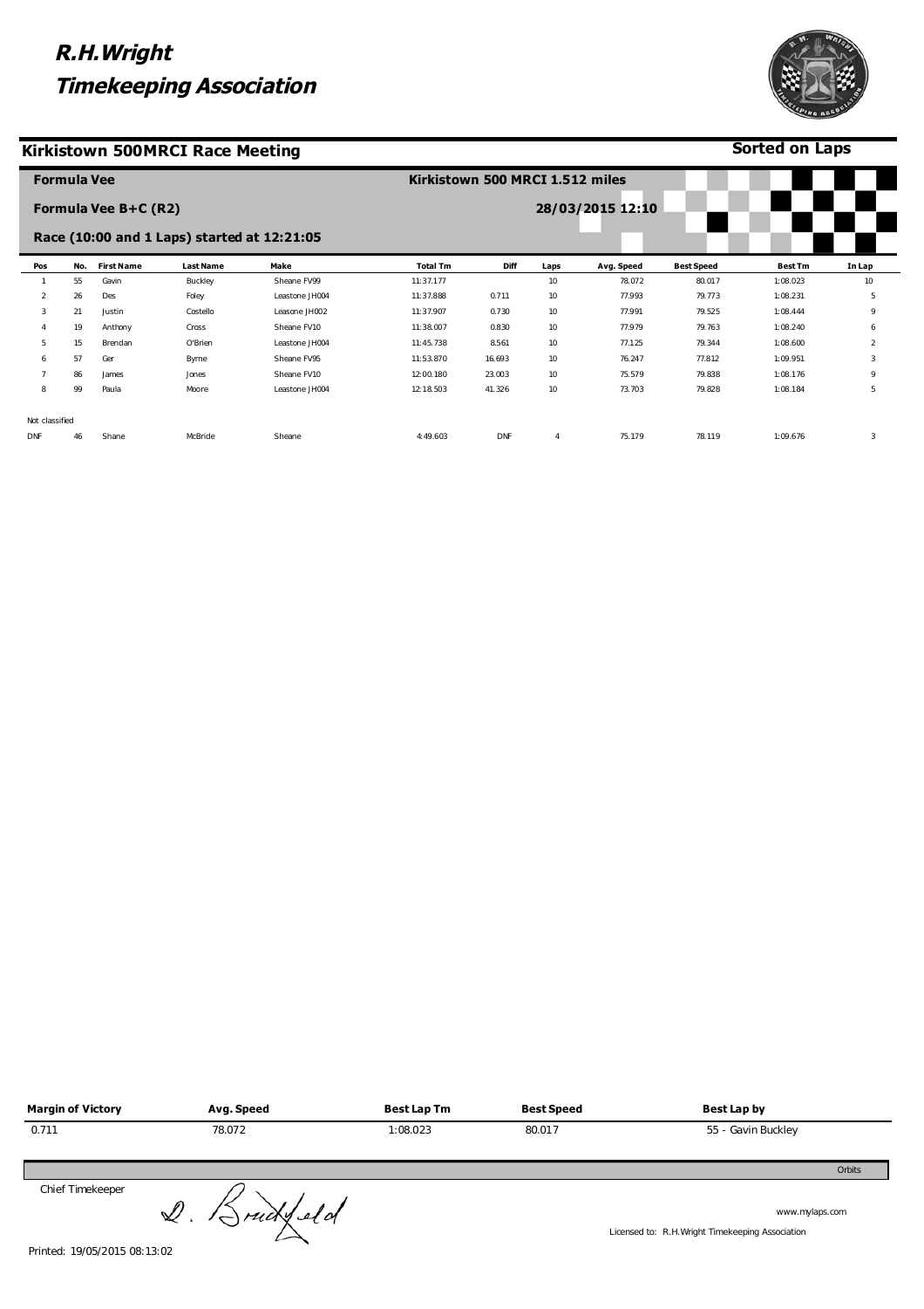# R.H.Wright
# Timekeeping Association

## Kirkistown 500MRCI Race Meeting

**Sorted on Laps**

**Formula Vee** — **Kirkistown 500 MRCI 1.512 miles**

**Formula Vee B+C (R2)** — **28/03/2015 12:10**

**Race (10:00 and 1 Laps) started at 12:21:05**

| Pos | No. | First Name | Last Name | Make | Total Tm | Diff | Laps | Avg. Speed | Best Speed | Best Tm | In Lap |
|---|---|---|---|---|---|---|---|---|---|---|---|
| 1 | 55 | Gavin | Buckley | Sheane FV99 | 11:37.177 | | 10 | 78.072 | 80.017 | 1:08.023 | 10 |
| 2 | 26 | Des | Foley | Leastone JH004 | 11:37.888 | 0.711 | 10 | 77.993 | 79.773 | 1:08.231 | 5 |
| 3 | 21 | Justin | Costello | Leasone JH002 | 11:37.907 | 0.730 | 10 | 77.991 | 79.525 | 1:08.444 | 9 |
| 4 | 19 | Anthony | Cross | Sheane FV10 | 11:38.007 | 0.830 | 10 | 77.979 | 79.763 | 1:08.240 | 6 |
| 5 | 15 | Brendan | O'Brien | Leastone JH004 | 11:45.738 | 8.561 | 10 | 77.125 | 79.344 | 1:08.600 | 2 |
| 6 | 57 | Ger | Byrne | Sheane FV95 | 11:53.870 | 16.693 | 10 | 76.247 | 77.812 | 1:09.951 | 3 |
| 7 | 86 | James | Jones | Sheane FV10 | 12:00.180 | 23.003 | 10 | 75.579 | 79.838 | 1:08.176 | 9 |
| 8 | 99 | Paula | Moore | Leastone JH004 | 12:18.503 | 41.326 | 10 | 73.703 | 79.828 | 1:08.184 | 5 |
| Not classified | | | | | | | | | | | |
| DNF | 46 | Shane | McBride | Sheane | 4:49.603 | DNF | 4 | 75.179 | 78.119 | 1:09.676 | 3 |

| Margin of Victory | Avg. Speed | Best Lap Tm | Best Speed | Best Lap by |
|---|---|---|---|---|
| 0.711 | 78.072 | 1:08.023 | 80.017 | 55 - Gavin Buckley |

Orbits

Chief Timekeeper

D. Bradfield

www.mylaps.com

Licensed to: R.H.Wright Timekeeping Association

Printed: 19/05/2015 08:13:02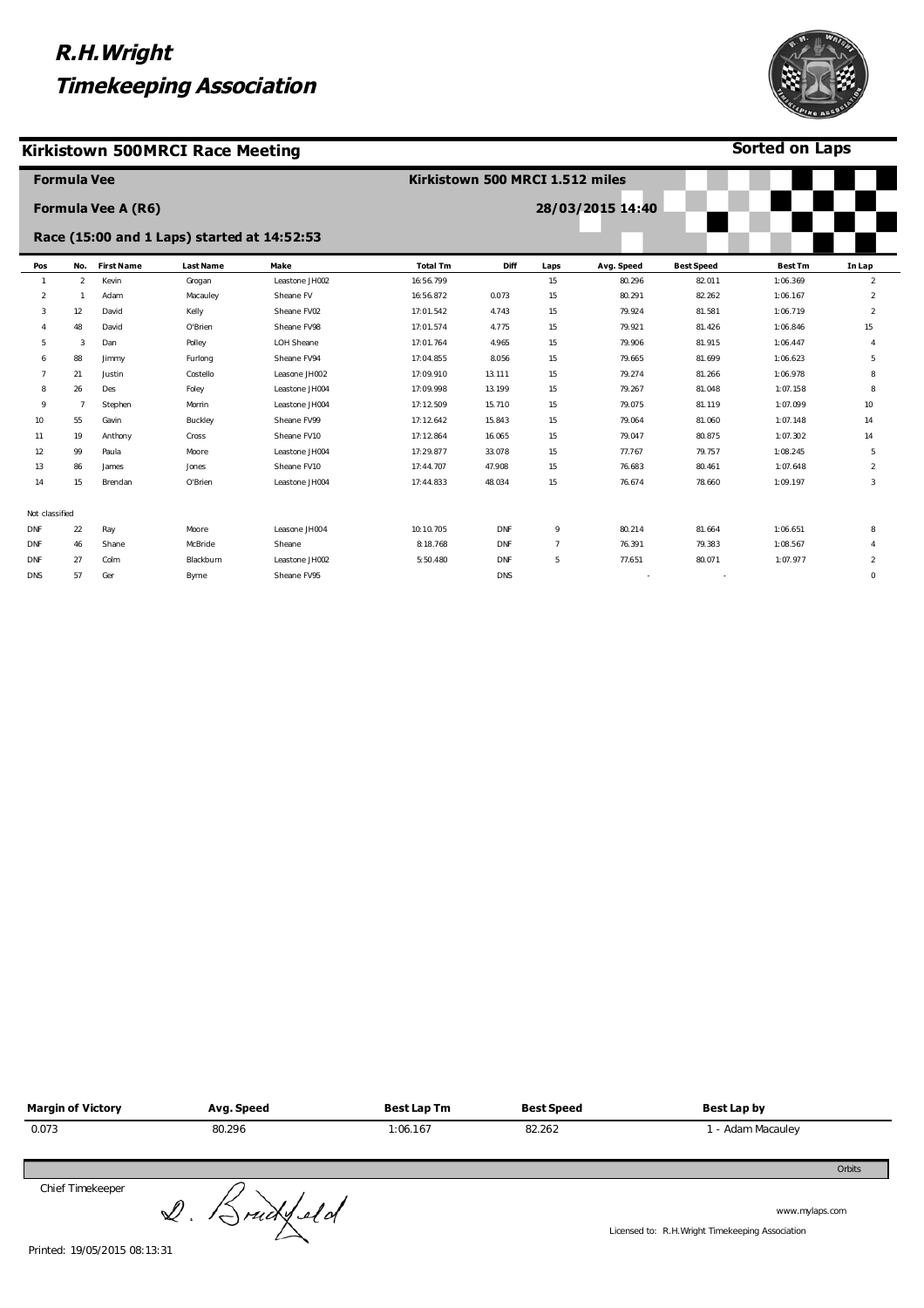# R.H.Wright Timekeeping Association

## Kirkistown 500MRCI Race Meeting

**Sorted on Laps**

**Formula Vee** — **Kirkistown 500 MRCI 1.512 miles**

**Formula Vee A (R6)** — **28/03/2015 14:40**

**Race (15:00 and 1 Laps) started at 14:52:53**

| Pos | No. | First Name | Last Name | Make | Total Tm | Diff | Laps | Avg. Speed | Best Speed | Best Tm | In Lap |
|---|---|---|---|---|---|---|---|---|---|---|---|
| 1 | 2 | Kevin | Grogan | Leastone JH002 | 16:56.799 | | 15 | 80.296 | 82.011 | 1:06.369 | 2 |
| 2 | 1 | Adam | Macauley | Sheane FV | 16:56.872 | 0.073 | 15 | 80.291 | 82.262 | 1:06.167 | 2 |
| 3 | 12 | David | Kelly | Sheane FV02 | 17:01.542 | 4.743 | 15 | 79.924 | 81.581 | 1:06.719 | 2 |
| 4 | 48 | David | O'Brien | Sheane FV98 | 17:01.574 | 4.775 | 15 | 79.921 | 81.426 | 1:06.846 | 15 |
| 5 | 3 | Dan | Polley | LOH Sheane | 17:01.764 | 4.965 | 15 | 79.906 | 81.915 | 1:06.447 | 4 |
| 6 | 88 | Jimmy | Furlong | Sheane FV94 | 17:04.855 | 8.056 | 15 | 79.665 | 81.699 | 1:06.623 | 5 |
| 7 | 21 | Justin | Costello | Leasone JH002 | 17:09.910 | 13.111 | 15 | 79.274 | 81.266 | 1:06.978 | 8 |
| 8 | 26 | Des | Foley | Leastone JH004 | 17:09.998 | 13.199 | 15 | 79.267 | 81.048 | 1:07.158 | 8 |
| 9 | 7 | Stephen | Morrin | Leastone JH004 | 17:12.509 | 15.710 | 15 | 79.075 | 81.119 | 1:07.099 | 10 |
| 10 | 55 | Gavin | Buckley | Sheane FV99 | 17:12.642 | 15.843 | 15 | 79.064 | 81.060 | 1:07.148 | 14 |
| 11 | 19 | Anthony | Cross | Sheane FV10 | 17:12.864 | 16.065 | 15 | 79.047 | 80.875 | 1:07.302 | 14 |
| 12 | 99 | Paula | Moore | Leastone JH004 | 17:29.877 | 33.078 | 15 | 77.767 | 79.757 | 1:08.245 | 5 |
| 13 | 86 | James | Jones | Sheane FV10 | 17:44.707 | 47.908 | 15 | 76.683 | 80.461 | 1:07.648 | 2 |
| 14 | 15 | Brendan | O'Brien | Leastone JH004 | 17:44.833 | 48.034 | 15 | 76.674 | 78.660 | 1:09.197 | 3 |
| Not classified | | | | | | | | | | | |
| DNF | 22 | Ray | Moore | Leasone JH004 | 10:10.705 | DNF | 9 | 80.214 | 81.664 | 1:06.651 | 8 |
| DNF | 46 | Shane | McBride | Sheane | 8:18.768 | DNF | 7 | 76.391 | 79.383 | 1:08.567 | 4 |
| DNF | 27 | Colm | Blackburn | Leastone JH002 | 5:50.480 | DNF | 5 | 77.651 | 80.071 | 1:07.977 | 2 |
| DNS | 57 | Ger | Byrne | Sheane FV95 | | DNS | | - | - | | 0 |

| Margin of Victory | Avg. Speed | Best Lap Tm | Best Speed | Best Lap by |
|---|---|---|---|---|
| 0.073 | 80.296 | 1:06.167 | 82.262 | 1 - Adam Macauley |

Orbits

Chief Timekeeper D. Brudfeld

www.mylaps.com

Licensed to: R.H.Wright Timekeeping Association

Printed: 19/05/2015 08:13:31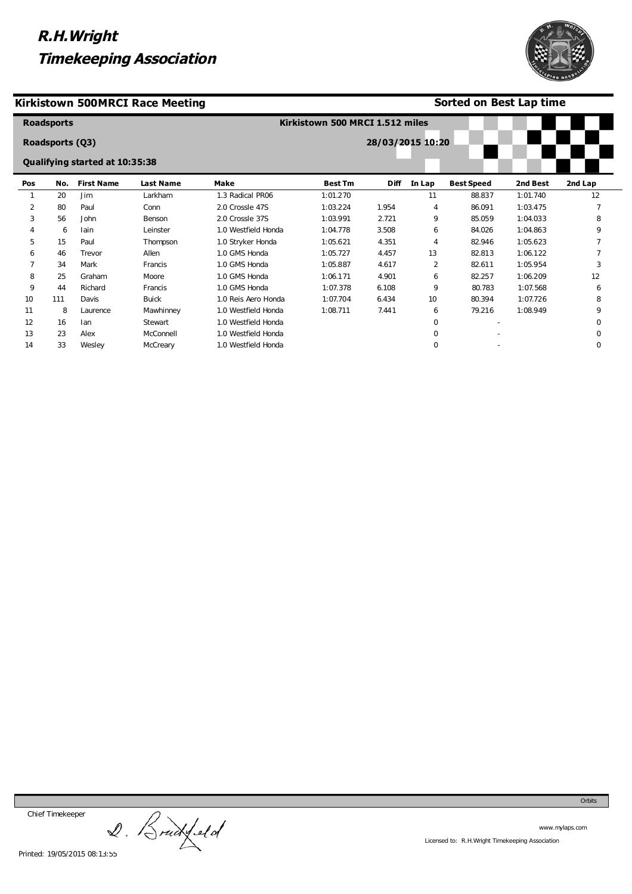# R.H.Wright Timekeeping Association

## Kirkistown 500MRCI Race Meeting

**Sorted on Best Lap time**

**Roadsports**

**Kirkistown 500 MRCI 1.512 miles**

**Roadsports (Q3)**

**28/03/2015 10:20**

**Qualifying started at 10:35:38**

| Pos | No. | First Name | Last Name | Make | Best Tm | Diff | In Lap | Best Speed | 2nd Best | 2nd Lap |
|---|---|---|---|---|---|---|---|---|---|---|
| 1 | 20 | Jim | Larkham | 1.3 Radical PR06 | 1:01.270 | | 11 | 88.837 | 1:01.740 | 12 |
| 2 | 80 | Paul | Conn | 2.0 Crossle 47S | 1:03.224 | 1.954 | 4 | 86.091 | 1:03.475 | 7 |
| 3 | 56 | John | Benson | 2.0 Crossle 37S | 1:03.991 | 2.721 | 9 | 85.059 | 1:04.033 | 8 |
| 4 | 6 | Iain | Leinster | 1.0 Westfield Honda | 1:04.778 | 3.508 | 6 | 84.026 | 1:04.863 | 9 |
| 5 | 15 | Paul | Thompson | 1.0 Stryker Honda | 1:05.621 | 4.351 | 4 | 82.946 | 1:05.623 | 7 |
| 6 | 46 | Trevor | Allen | 1.0 GMS Honda | 1:05.727 | 4.457 | 13 | 82.813 | 1:06.122 | 7 |
| 7 | 34 | Mark | Francis | 1.0 GMS Honda | 1:05.887 | 4.617 | 2 | 82.611 | 1:05.954 | 3 |
| 8 | 25 | Graham | Moore | 1.0 GMS Honda | 1:06.171 | 4.901 | 6 | 82.257 | 1:06.209 | 12 |
| 9 | 44 | Richard | Francis | 1.0 GMS Honda | 1:07.378 | 6.108 | 9 | 80.783 | 1:07.568 | 6 |
| 10 | 111 | Davis | Buick | 1.0 Reis Aero Honda | 1:07.704 | 6.434 | 10 | 80.394 | 1:07.726 | 8 |
| 11 | 8 | Laurence | Mawhinney | 1.0 Westfield Honda | 1:08.711 | 7.441 | 6 | 79.216 | 1:08.949 | 9 |
| 12 | 16 | Ian | Stewart | 1.0 Westfield Honda | | | 0 | - | | 0 |
| 13 | 23 | Alex | McConnell | 1.0 Westfield Honda | | | 0 | - | | 0 |
| 14 | 33 | Wesley | McCreary | 1.0 Westfield Honda | | | 0 | - | | 0 |

Chief Timekeeper D. Brudenell

Printed: 19/05/2015 08:13:55

Orbits

www.mylaps.com

Licensed to: R.H.Wright Timekeeping Association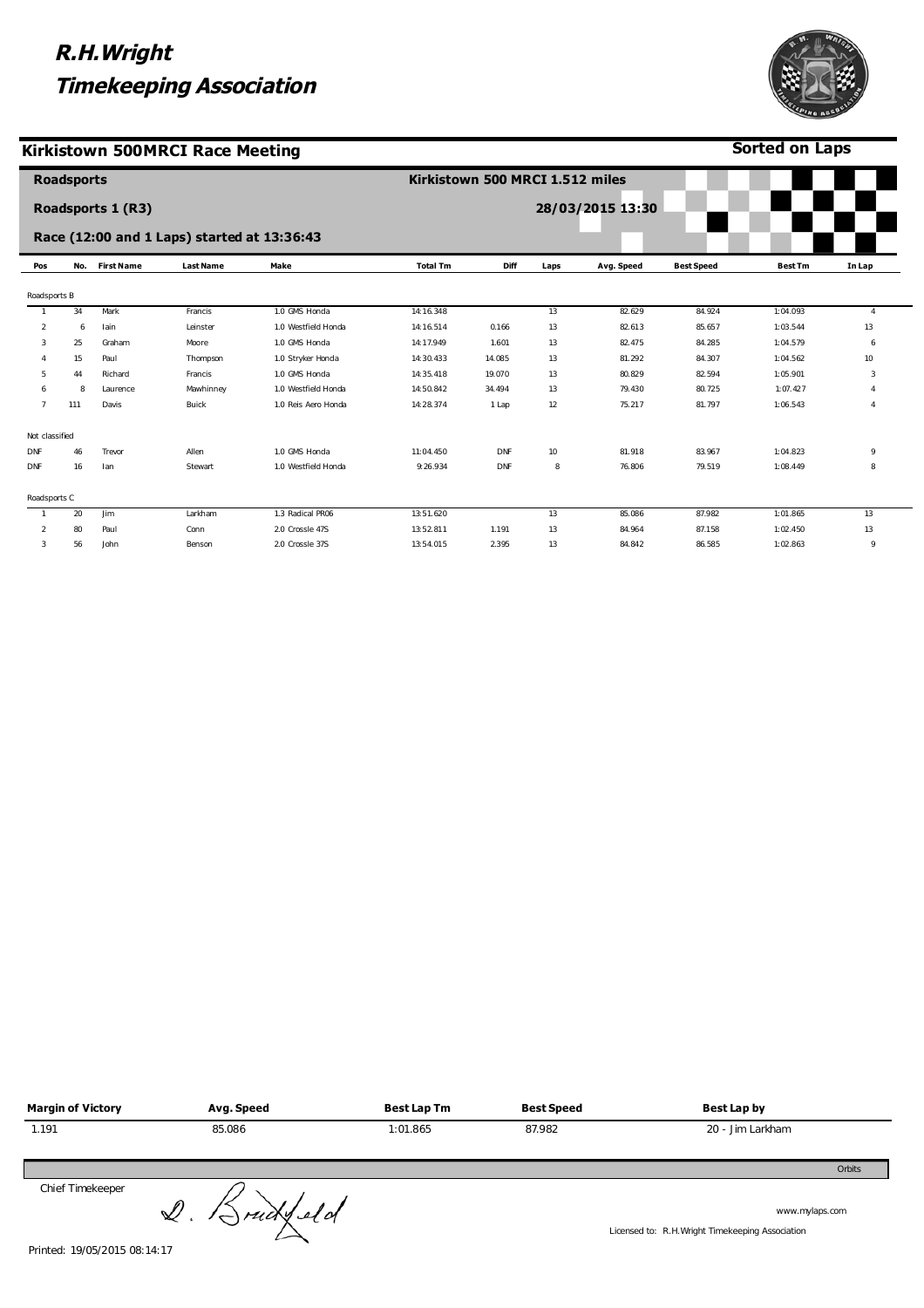# R.H.Wright Timekeeping Association

## Kirkistown 500MRCI Race Meeting

**Sorted on Laps**

**Roadsports** — Kirkistown 500 MRCI 1.512 miles

**Roadsports 1 (R3)** — 28/03/2015 13:30

**Race (12:00 and 1 Laps) started at 13:36:43**

| Pos | No. | First Name | Last Name | Make | Total Tm | Diff | Laps | Avg. Speed | Best Speed | Best Tm | In Lap |
|---|---|---|---|---|---|---|---|---|---|---|---|
| Roadsports B | | | | | | | | | | | |
| 1 | 34 | Mark | Francis | 1.0 GMS Honda | 14:16.348 | | 13 | 82.629 | 84.924 | 1:04.093 | 4 |
| 2 | 6 | Iain | Leinster | 1.0 Westfield Honda | 14:16.514 | 0.166 | 13 | 82.613 | 85.657 | 1:03.544 | 13 |
| 3 | 25 | Graham | Moore | 1.0 GMS Honda | 14:17.949 | 1.601 | 13 | 82.475 | 84.285 | 1:04.579 | 6 |
| 4 | 15 | Paul | Thompson | 1.0 Stryker Honda | 14:30.433 | 14.085 | 13 | 81.292 | 84.307 | 1:04.562 | 10 |
| 5 | 44 | Richard | Francis | 1.0 GMS Honda | 14:35.418 | 19.070 | 13 | 80.829 | 82.594 | 1:05.901 | 3 |
| 6 | 8 | Laurence | Mawhinney | 1.0 Westfield Honda | 14:50.842 | 34.494 | 13 | 79.430 | 80.725 | 1:07.427 | 4 |
| 7 | 111 | Davis | Buick | 1.0 Reis Aero Honda | 14:28.374 | 1 Lap | 12 | 75.217 | 81.797 | 1:06.543 | 4 |
| Not classified | | | | | | | | | | | |
| DNF | 46 | Trevor | Allen | 1.0 GMS Honda | 11:04.450 | DNF | 10 | 81.918 | 83.967 | 1:04.823 | 9 |
| DNF | 16 | Ian | Stewart | 1.0 Westfield Honda | 9:26.934 | DNF | 8 | 76.806 | 79.519 | 1:08.449 | 8 |
| Roadsports C | | | | | | | | | | | |
| 1 | 20 | Jim | Larkham | 1.3 Radical PR06 | 13:51.620 | | 13 | 85.086 | 87.982 | 1:01.865 | 13 |
| 2 | 80 | Paul | Conn | 2.0 Crossle 47S | 13:52.811 | 1.191 | 13 | 84.964 | 87.158 | 1:02.450 | 13 |
| 3 | 56 | John | Benson | 2.0 Crossle 37S | 13:54.015 | 2.395 | 13 | 84.842 | 86.585 | 1:02.863 | 9 |

| Margin of Victory | Avg. Speed | Best Lap Tm | Best Speed | Best Lap by |
|---|---|---|---|---|
| 1.191 | 85.086 | 1:01.865 | 87.982 | 20 - Jim Larkham |

Orbits

Chief Timekeeper D. Bradfield

www.mylaps.com

Licensed to: R.H.Wright Timekeeping Association

Printed: 19/05/2015 08:14:17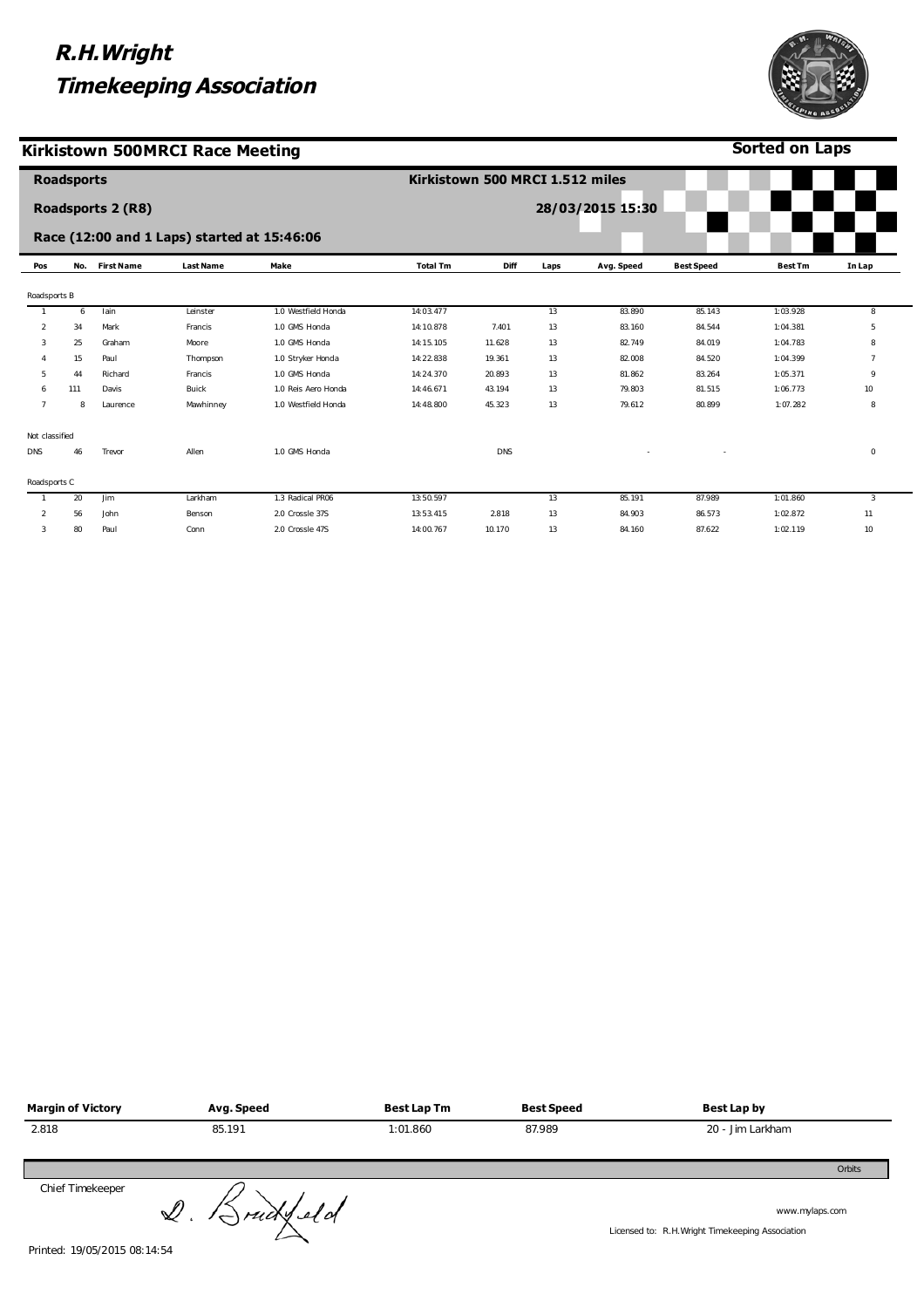# R.H.Wright
# Timekeeping Association

## Kirkistown 500MRCI Race Meeting

**Sorted on Laps**

**Roadsports** — **Kirkistown 500 MRCI 1.512 miles**

**Roadsports 2 (R8)** — **28/03/2015 15:30**

**Race (12:00 and 1 Laps) started at 15:46:06**

| Pos | No. | First Name | Last Name | Make | Total Tm | Diff | Laps | Avg. Speed | Best Speed | Best Tm | In Lap |
|---|---|---|---|---|---|---|---|---|---|---|---|
| Roadsports B | | | | | | | | | | | |
| 1 | 6 | Iain | Leinster | 1.0 Westfield Honda | 14:03.477 | | 13 | 83.890 | 85.143 | 1:03.928 | 8 |
| 2 | 34 | Mark | Francis | 1.0 GMS Honda | 14:10.878 | 7.401 | 13 | 83.160 | 84.544 | 1:04.381 | 5 |
| 3 | 25 | Graham | Moore | 1.0 GMS Honda | 14:15.105 | 11.628 | 13 | 82.749 | 84.019 | 1:04.783 | 8 |
| 4 | 15 | Paul | Thompson | 1.0 Stryker Honda | 14:22.838 | 19.361 | 13 | 82.008 | 84.520 | 1:04.399 | 7 |
| 5 | 44 | Richard | Francis | 1.0 GMS Honda | 14:24.370 | 20.893 | 13 | 81.862 | 83.264 | 1:05.371 | 9 |
| 6 | 111 | Davis | Buick | 1.0 Reis Aero Honda | 14:46.671 | 43.194 | 13 | 79.803 | 81.515 | 1:06.773 | 10 |
| 7 | 8 | Laurence | Mawhinney | 1.0 Westfield Honda | 14:48.800 | 45.323 | 13 | 79.612 | 80.899 | 1:07.282 | 8 |
| Not classified | | | | | | | | | | | |
| DNS | 46 | Trevor | Allen | 1.0 GMS Honda | | DNS | | - | - | | 0 |
| Roadsports C | | | | | | | | | | | |
| 1 | 20 | Jim | Larkham | 1.3 Radical PR06 | 13:50.597 | | 13 | 85.191 | 87.989 | 1:01.860 | 3 |
| 2 | 56 | John | Benson | 2.0 Crossle 37S | 13:53.415 | 2.818 | 13 | 84.903 | 86.573 | 1:02.872 | 11 |
| 3 | 80 | Paul | Conn | 2.0 Crossle 47S | 14:00.767 | 10.170 | 13 | 84.160 | 87.622 | 1:02.119 | 10 |

| Margin of Victory | Avg. Speed | Best Lap Tm | Best Speed | Best Lap by |
|---|---|---|---|---|
| 2.818 | 85.191 | 1:01.860 | 87.989 | 20 - Jim Larkham |

Orbits

Chief Timekeeper

www.mylaps.com

Licensed to: R.H.Wright Timekeeping Association

Printed: 19/05/2015 08:14:54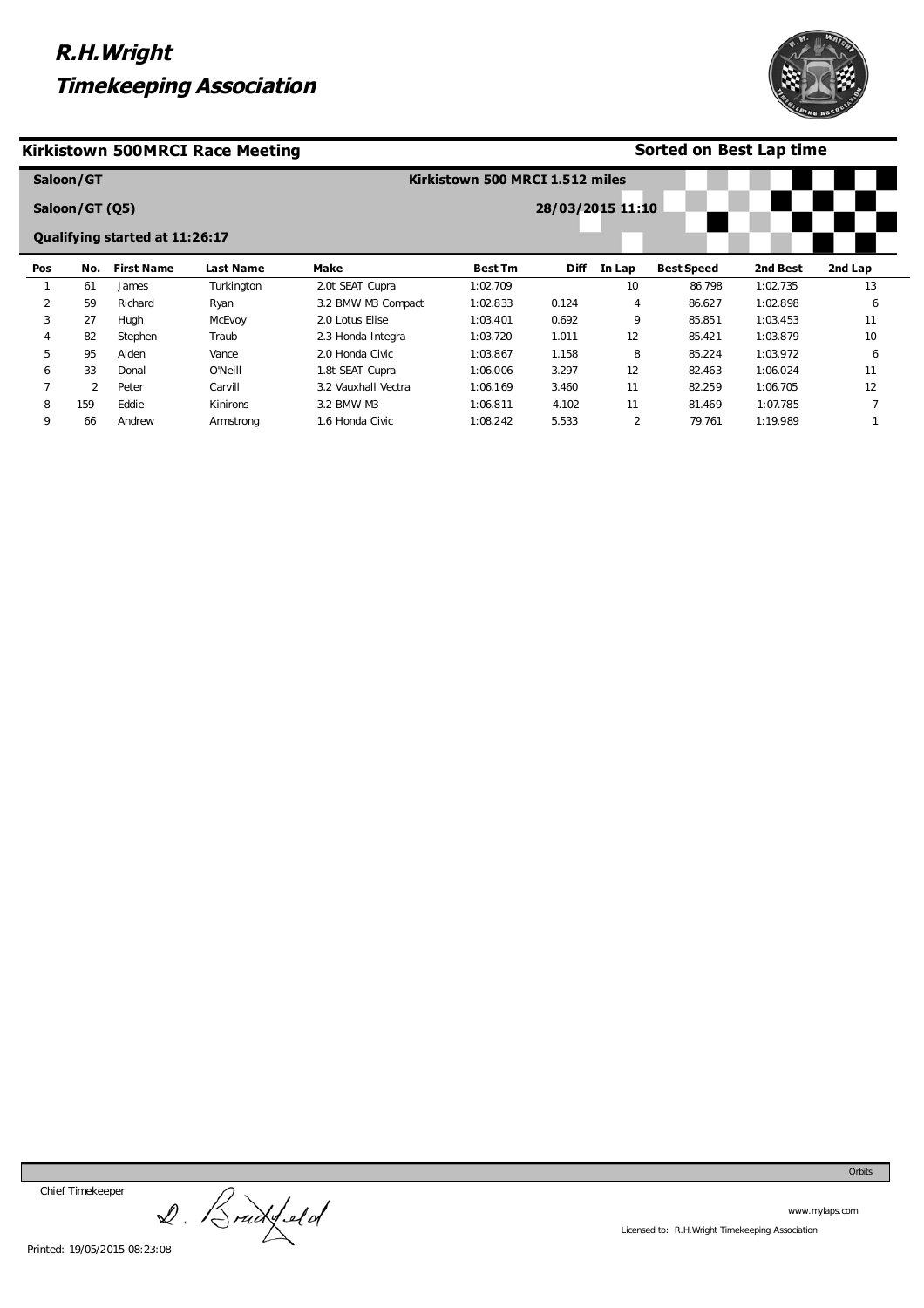# R.H.Wright Timekeeping Association

## Kirkistown 500MRCI Race Meeting

**Sorted on Best Lap time**

**Saloon/GT**

**Kirkistown 500 MRCI 1.512 miles**

**Saloon/GT (Q5)**

**28/03/2015 11:10**

**Qualifying started at 11:26:17**

| Pos | No. | First Name | Last Name | Make | Best Tm | Diff | In Lap | Best Speed | 2nd Best | 2nd Lap |
|---|---|---|---|---|---|---|---|---|---|---|
| 1 | 61 | James | Turkington | 2.0t SEAT Cupra | 1:02.709 | | 10 | 86.798 | 1:02.735 | 13 |
| 2 | 59 | Richard | Ryan | 3.2 BMW M3 Compact | 1:02.833 | 0.124 | 4 | 86.627 | 1:02.898 | 6 |
| 3 | 27 | Hugh | McEvoy | 2.0 Lotus Elise | 1:03.401 | 0.692 | 9 | 85.851 | 1:03.453 | 11 |
| 4 | 82 | Stephen | Traub | 2.3 Honda Integra | 1:03.720 | 1.011 | 12 | 85.421 | 1:03.879 | 10 |
| 5 | 95 | Aiden | Vance | 2.0 Honda Civic | 1:03.867 | 1.158 | 8 | 85.224 | 1:03.972 | 6 |
| 6 | 33 | Donal | O'Neill | 1.8t SEAT Cupra | 1:06.006 | 3.297 | 12 | 82.463 | 1:06.024 | 11 |
| 7 | 2 | Peter | Carvill | 3.2 Vauxhall Vectra | 1:06.169 | 3.460 | 11 | 82.259 | 1:06.705 | 12 |
| 8 | 159 | Eddie | Kinirons | 3.2 BMW M3 | 1:06.811 | 4.102 | 11 | 81.469 | 1:07.785 | 7 |
| 9 | 66 | Andrew | Armstrong | 1.6 Honda Civic | 1:08.242 | 5.533 | 2 | 79.761 | 1:19.989 | 1 |

Orbits

Chief Timekeeper

www.mylaps.com

Licensed to: R.H.Wright Timekeeping Association

Printed: 19/05/2015 08:23:08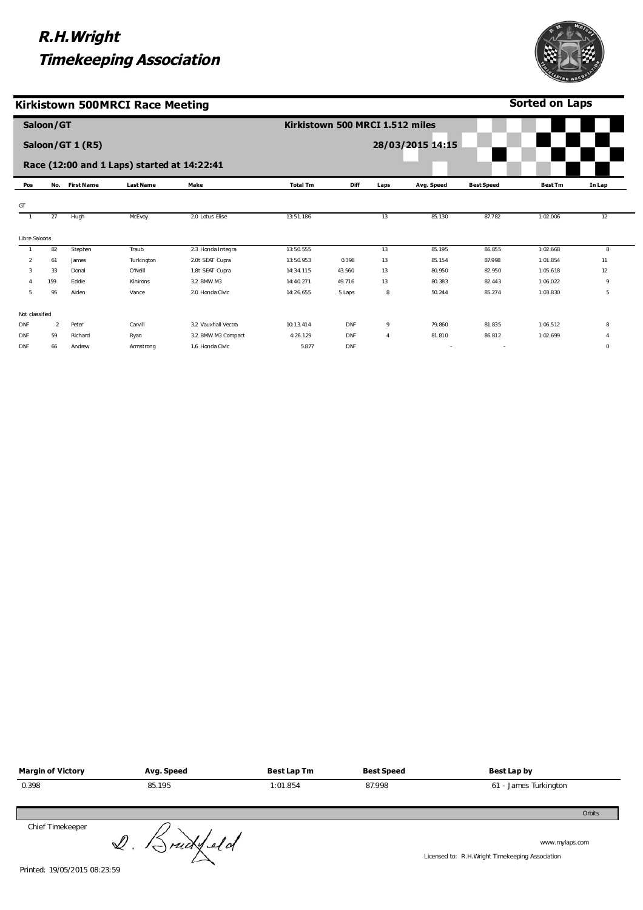# R.H.Wright Timekeeping Association

## Kirkistown 500MRCI Race Meeting

**Sorted on Laps**

**Saloon/GT**

**Saloon/GT 1 (R5)**

**Race (12:00 and 1 Laps) started at 14:22:41**

**Kirkistown 500 MRCI 1.512 miles**

**28/03/2015 14:15**

| Pos | No. | First Name | Last Name | Make | Total Tm | Diff | Laps | Avg. Speed | Best Speed | Best Tm | In Lap |
|---|---|---|---|---|---|---|---|---|---|---|---|
| GT | | | | | | | | | | | |
| 1 | 27 | Hugh | McEvoy | 2.0 Lotus Elise | 13:51.186 | | 13 | 85.130 | 87.782 | 1:02.006 | 12 |
| Libre Saloons | | | | | | | | | | | |
| 1 | 82 | Stephen | Traub | 2.3 Honda Integra | 13:50.555 | | 13 | 85.195 | 86.855 | 1:02.668 | 8 |
| 2 | 61 | James | Turkington | 2.0t SEAT Cupra | 13:50.953 | 0.398 | 13 | 85.154 | 87.998 | 1:01.854 | 11 |
| 3 | 33 | Donal | O'Neill | 1.8t SEAT Cupra | 14:34.115 | 43.560 | 13 | 80.950 | 82.950 | 1:05.618 | 12 |
| 4 | 159 | Eddie | Kinirons | 3.2 BMW M3 | 14:40.271 | 49.716 | 13 | 80.383 | 82.443 | 1:06.022 | 9 |
| 5 | 95 | Aiden | Vance | 2.0 Honda Civic | 14:26.655 | 5 Laps | 8 | 50.244 | 85.274 | 1:03.830 | 5 |
| Not classified | | | | | | | | | | | |
| DNF | 2 | Peter | Carvill | 3.2 Vauxhall Vectra | 10:13.414 | DNF | 9 | 79.860 | 81.835 | 1:06.512 | 8 |
| DNF | 59 | Richard | Ryan | 3.2 BMW M3 Compact | 4:26.129 | DNF | 4 | 81.810 | 86.812 | 1:02.699 | 4 |
| DNF | 66 | Andrew | Armstrong | 1.6 Honda Civic | 5.877 | DNF | | - | - | | 0 |

| Margin of Victory | Avg. Speed | Best Lap Tm | Best Speed | Best Lap by |
|---|---|---|---|---|
| 0.398 | 85.195 | 1:01.854 | 87.998 | 61 - James Turkington |

Orbits

Chief Timekeeper

D. Brickfield

www.mylaps.com

Licensed to: R.H.Wright Timekeeping Association

Printed: 19/05/2015 08:23:59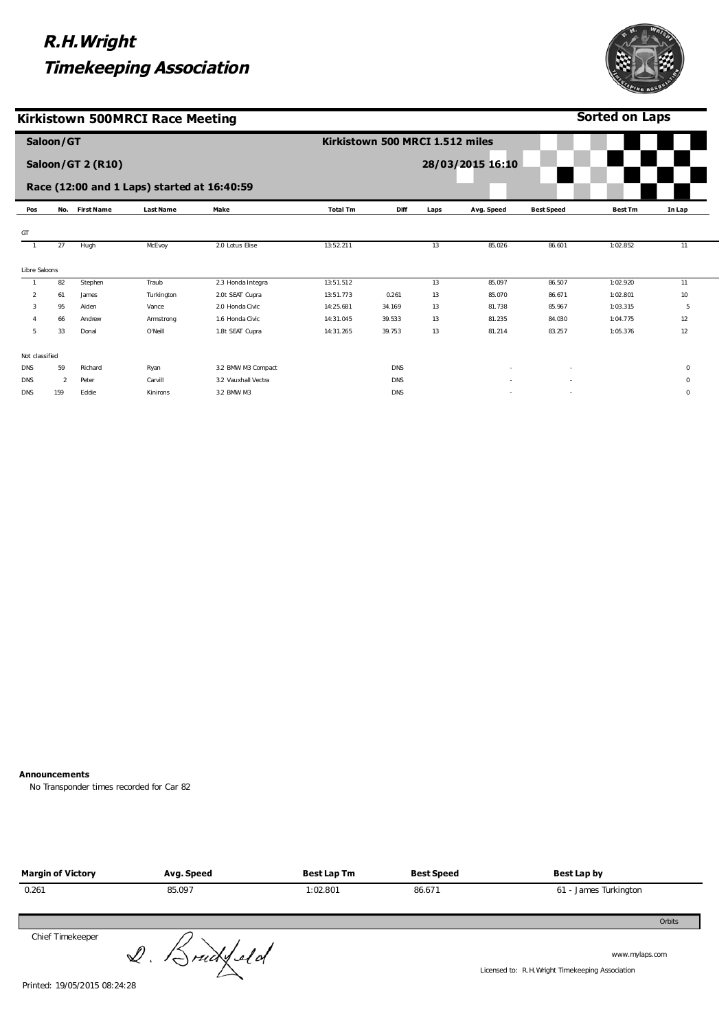# R.H.Wright
# Timekeeping Association

## Kirkistown 500MRCI Race Meeting

**Sorted on Laps**

**Saloon/GT** — **Kirkistown 500 MRCI 1.512 miles**

**Saloon/GT 2 (R10)** — **28/03/2015 16:10**

**Race (12:00 and 1 Laps) started at 16:40:59**

| Pos | No. | First Name | Last Name | Make | Total Tm | Diff | Laps | Avg. Speed | Best Speed | Best Tm | In Lap |
|---|---|---|---|---|---|---|---|---|---|---|---|
| GT | | | | | | | | | | | |
| 1 | 27 | Hugh | McEvoy | 2.0 Lotus Elise | 13:52.211 | | 13 | 85.026 | 86.601 | 1:02.852 | 11 |
| Libre Saloons | | | | | | | | | | | |
| 1 | 82 | Stephen | Traub | 2.3 Honda Integra | 13:51.512 | | 13 | 85.097 | 86.507 | 1:02.920 | 11 |
| 2 | 61 | James | Turkington | 2.0t SEAT Cupra | 13:51.773 | 0.261 | 13 | 85.070 | 86.671 | 1:02.801 | 10 |
| 3 | 95 | Aiden | Vance | 2.0 Honda Civic | 14:25.681 | 34.169 | 13 | 81.738 | 85.967 | 1:03.315 | 5 |
| 4 | 66 | Andrew | Armstrong | 1.6 Honda Civic | 14:31.045 | 39.533 | 13 | 81.235 | 84.030 | 1:04.775 | 12 |
| 5 | 33 | Donal | O'Neill | 1.8t SEAT Cupra | 14:31.265 | 39.753 | 13 | 81.214 | 83.257 | 1:05.376 | 12 |
| Not classified | | | | | | | | | | | |
| DNS | 59 | Richard | Ryan | 3.2 BMW M3 Compact | | DNS | | - | - | | 0 |
| DNS | 2 | Peter | Carvill | 3.2 Vauxhall Vectra | | DNS | | - | - | | 0 |
| DNS | 159 | Eddie | Kinirons | 3.2 BMW M3 | | DNS | | - | - | | 0 |

**Announcements**

No Transponder times recorded for Car 82

| Margin of Victory | Avg. Speed | Best Lap Tm | Best Speed | Best Lap by |
|---|---|---|---|---|
| 0.261 | 85.097 | 1:02.801 | 86.671 | 61 - James Turkington |

Orbits

Chief Timekeeper — D. Bradfield

www.mylaps.com

Licensed to: R.H.Wright Timekeeping Association

Printed: 19/05/2015 08:24:28